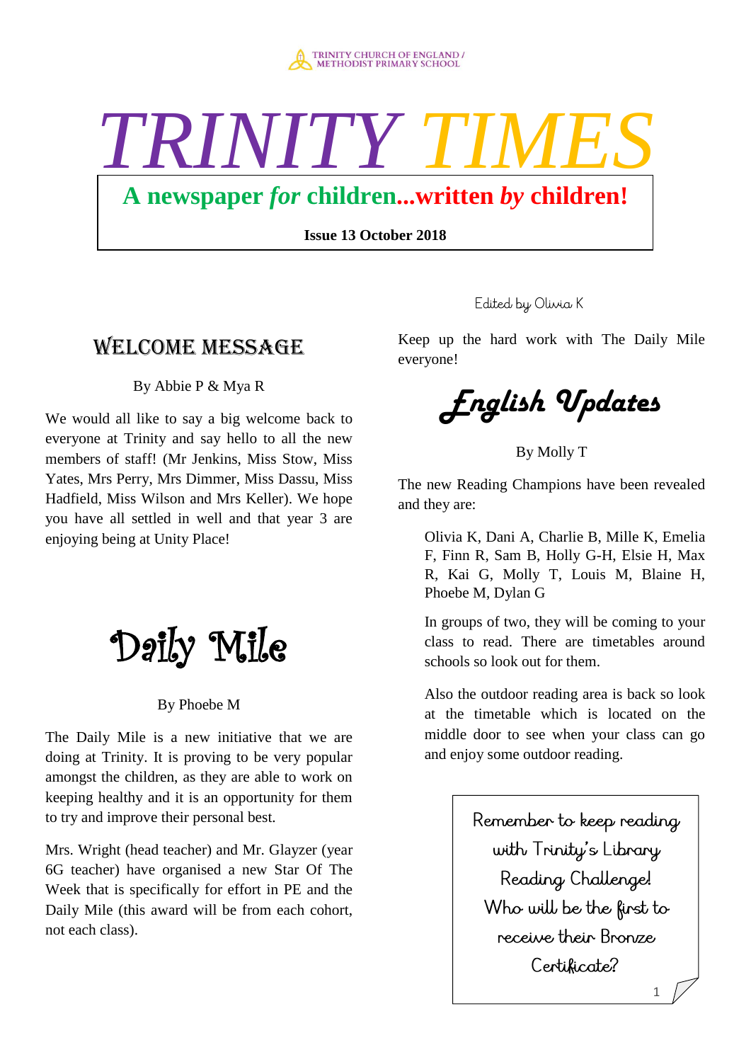TRINITY CHURCH OF ENGLAND / METHODIST PRIMARY SCHOOL

# TRINITY TIMES

**A newspaper *for* children...written *by* children!**

**Issue 13 October 2018**

Edited by Olivia K

## WELCOME MESSAGE

By Abbie P & Mya R

We would all like to say a big welcome back to everyone at Trinity and say hello to all the new members of staff! (Mr Jenkins, Miss Stow, Miss Yates, Mrs Perry, Mrs Dimmer, Miss Dassu, Miss Hadfield, Miss Wilson and Mrs Keller). We hope you have all settled in well and that year 3 are enjoying being at Unity Place!

## Daily Mile

By Phoebe M

The Daily Mile is a new initiative that we are doing at Trinity. It is proving to be very popular amongst the children, as they are able to work on keeping healthy and it is an opportunity for them to try and improve their personal best.

Mrs. Wright (head teacher) and Mr. Glayzer (year 6G teacher) have organised a new Star Of The Week that is specifically for effort in PE and the Daily Mile (this award will be from each cohort, not each class).

Keep up the hard work with The Daily Mile everyone!

## English Updates

By Molly T

The new Reading Champions have been revealed and they are:

Olivia K, Dani A, Charlie B, Mille K, Emelia F, Finn R, Sam B, Holly G-H, Elsie H, Max R, Kai G, Molly T, Louis M, Blaine H, Phoebe M, Dylan G

In groups of two, they will be coming to your class to read. There are timetables around schools so look out for them.

Also the outdoor reading area is back so look at the timetable which is located on the middle door to see when your class can go and enjoy some outdoor reading.

Remember to keep reading with Trinity's Library Reading Challenge! Who will be the first to receive their Bronze Certificate?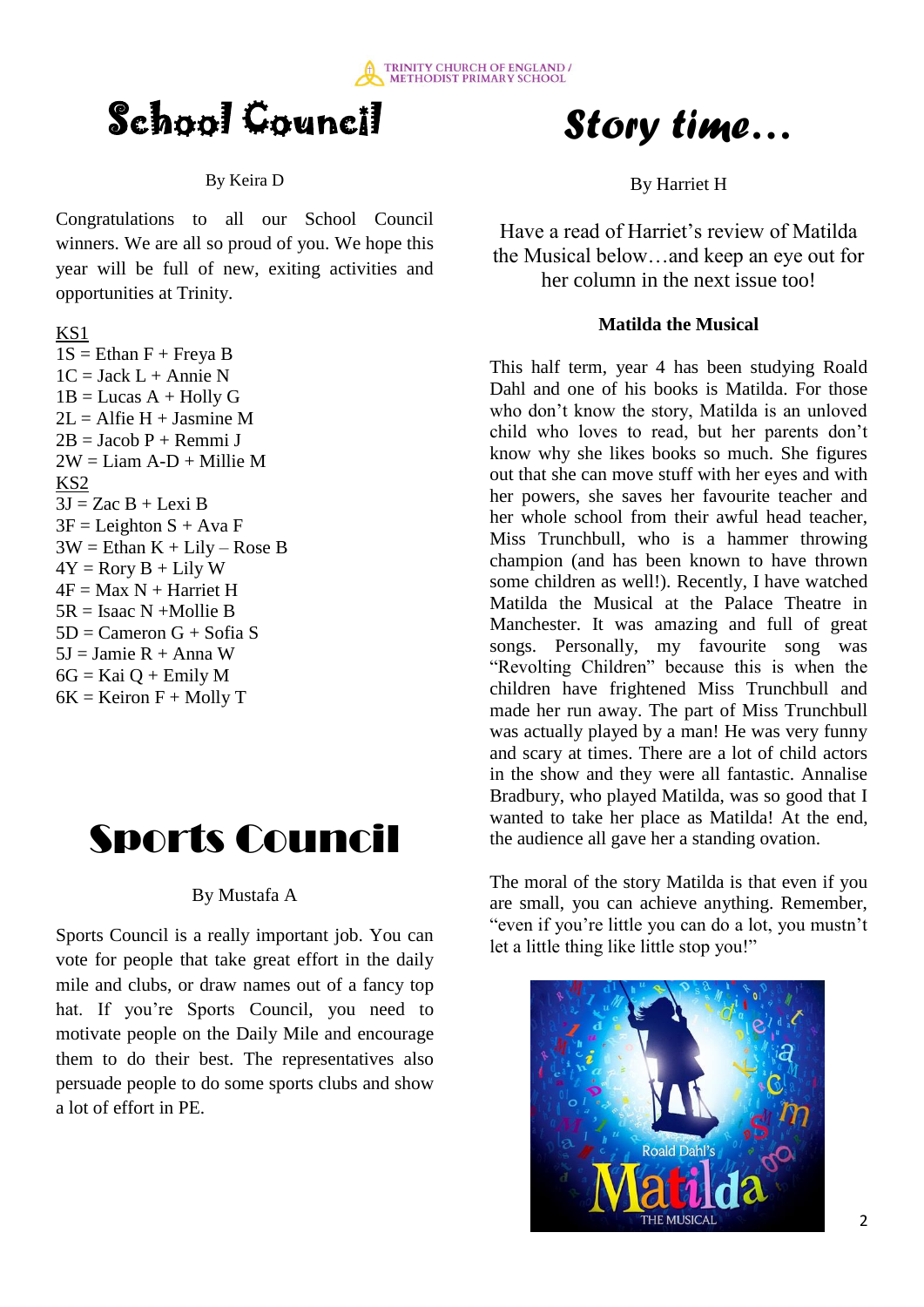# School Council

By Keira D

Congratulations to all our School Council winners. We are all so proud of you. We hope this year will be full of new, exiting activities and opportunities at Trinity.

KS1

1S = Ethan F + Freya B
1C = Jack L + Annie N
1B = Lucas A + Holly G
2L = Alfie H + Jasmine M
2B = Jacob P + Remmi J
2W = Liam A-D + Millie M

KS2

3J = Zac B + Lexi B
3F = Leighton S + Ava F
3W = Ethan K + Lily – Rose B
4Y = Rory B + Lily W
4F = Max N + Harriet H
5R = Isaac N +Mollie B
5D = Cameron G + Sofia S
5J = Jamie R + Anna W
6G = Kai Q + Emily M
6K = Keiron F + Molly T

# Sports Council

By Mustafa A

Sports Council is a really important job. You can vote for people that take great effort in the daily mile and clubs, or draw names out of a fancy top hat. If you're Sports Council, you need to motivate people on the Daily Mile and encourage them to do their best. The representatives also persuade people to do some sports clubs and show a lot of effort in PE.

# Story time…

By Harriet H

Have a read of Harriet's review of Matilda the Musical below…and keep an eye out for her column in the next issue too!

**Matilda the Musical**

This half term, year 4 has been studying Roald Dahl and one of his books is Matilda. For those who don't know the story, Matilda is an unloved child who loves to read, but her parents don't know why she likes books so much. She figures out that she can move stuff with her eyes and with her powers, she saves her favourite teacher and her whole school from their awful head teacher, Miss Trunchbull, who is a hammer throwing champion (and has been known to have thrown some children as well!). Recently, I have watched Matilda the Musical at the Palace Theatre in Manchester. It was amazing and full of great songs. Personally, my favourite song was "Revolting Children" because this is when the children have frightened Miss Trunchbull and made her run away. The part of Miss Trunchbull was actually played by a man! He was very funny and scary at times. There are a lot of child actors in the show and they were all fantastic. Annalise Bradbury, who played Matilda, was so good that I wanted to take her place as Matilda! At the end, the audience all gave her a standing ovation.

The moral of the story Matilda is that even if you are small, you can achieve anything. Remember, "even if you're little you can do a lot, you mustn't let a little thing like little stop you!"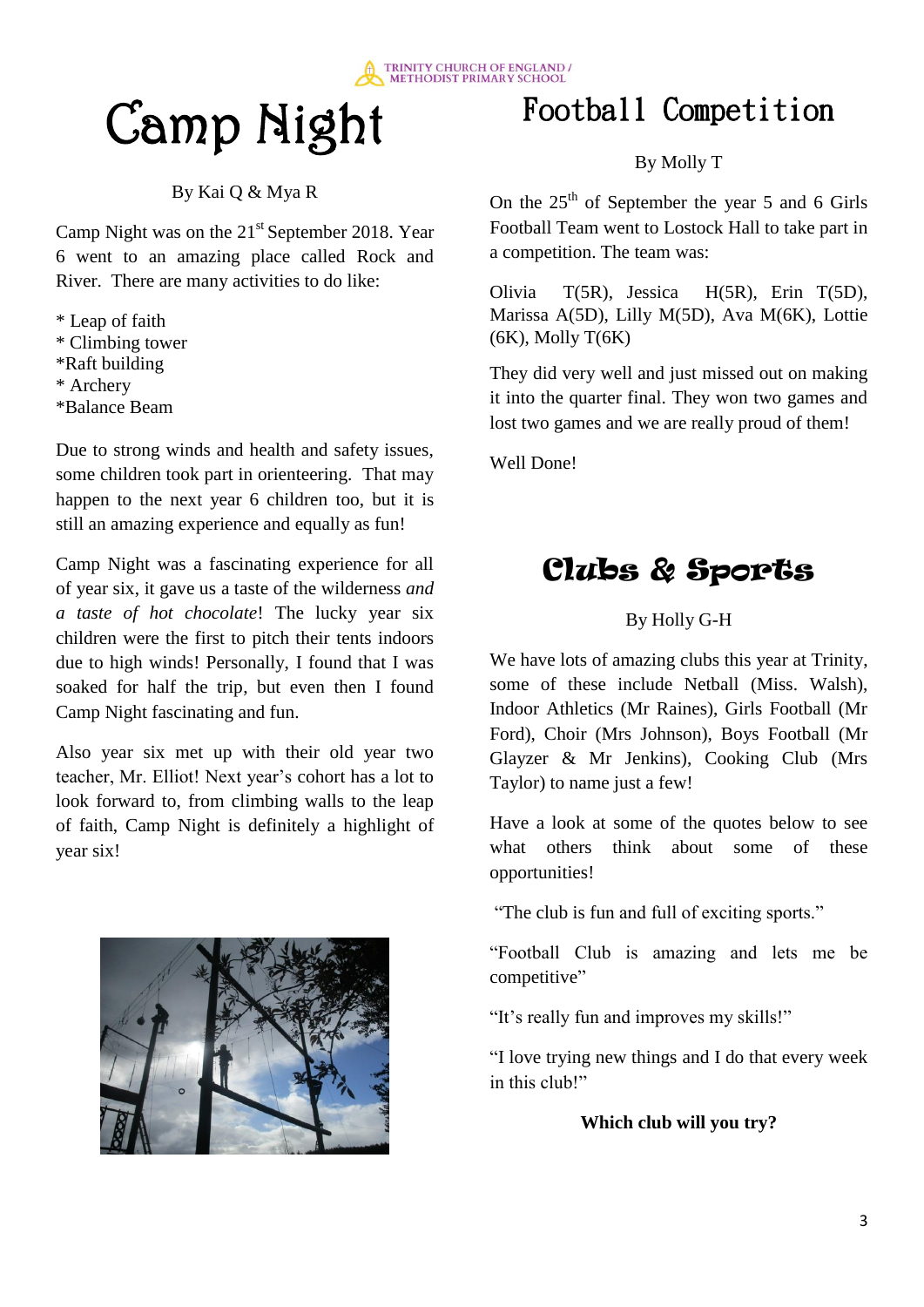# Camp Night

By Kai Q & Mya R

Camp Night was on the 21st September 2018. Year 6 went to an amazing place called Rock and River. There are many activities to do like:

* Leap of faith
* Climbing tower
* Raft building
* Archery
* Balance Beam

Due to strong winds and health and safety issues, some children took part in orienteering. That may happen to the next year 6 children too, but it is still an amazing experience and equally as fun!

Camp Night was a fascinating experience for all of year six, it gave us a taste of the wilderness *and a taste of hot chocolate*! The lucky year six children were the first to pitch their tents indoors due to high winds! Personally, I found that I was soaked for half the trip, but even then I found Camp Night fascinating and fun.

Also year six met up with their old year two teacher, Mr. Elliot! Next year's cohort has a lot to look forward to, from climbing walls to the leap of faith, Camp Night is definitely a highlight of year six!

# Football Competition

By Molly T

On the 25th of September the year 5 and 6 Girls Football Team went to Lostock Hall to take part in a competition. The team was:

Olivia T(5R), Jessica H(5R), Erin T(5D), Marissa A(5D), Lilly M(5D), Ava M(6K), Lottie (6K), Molly T(6K)

They did very well and just missed out on making it into the quarter final. They won two games and lost two games and we are really proud of them!

Well Done!

# Clubs & Sports

By Holly G-H

We have lots of amazing clubs this year at Trinity, some of these include Netball (Miss. Walsh), Indoor Athletics (Mr Raines), Girls Football (Mr Ford), Choir (Mrs Johnson), Boys Football (Mr Glayzer & Mr Jenkins), Cooking Club (Mrs Taylor) to name just a few!

Have a look at some of the quotes below to see what others think about some of these opportunities!

"The club is fun and full of exciting sports."

"Football Club is amazing and lets me be competitive"

"It's really fun and improves my skills!"

"I love trying new things and I do that every week in this club!"

**Which club will you try?**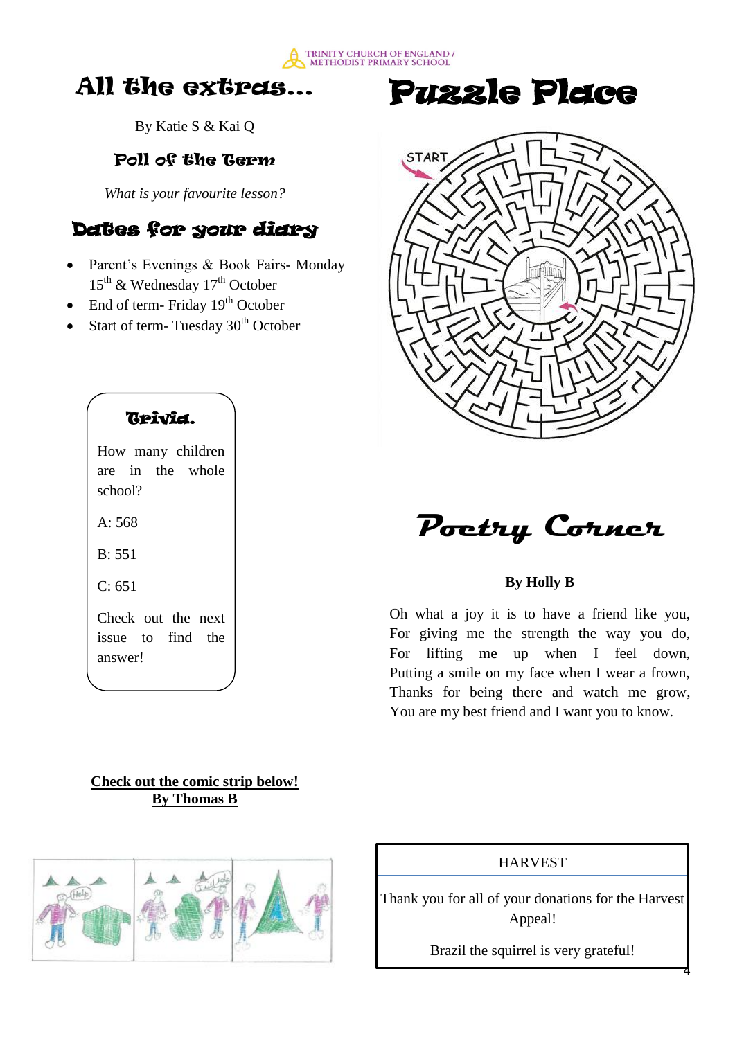# All the extras…

By Katie S & Kai Q

## Poll of the Term

*What is your favourite lesson?*

## Dates for your diary

- Parent's Evenings & Book Fairs- Monday 15th & Wednesday 17th October
- End of term- Friday 19th October
- Start of term- Tuesday 30th October

### Trivia.

How many children are in the whole school?

A: 568

B: 551

C: 651

Check out the next issue to find the answer!

**Check out the comic strip below!**
**By Thomas B**

# Puzzle Place

START

# Poetry Corner

**By Holly B**

Oh what a joy it is to have a friend like you,
For giving me the strength the way you do,
For lifting me up when I feel down,
Putting a smile on my face when I wear a frown,
Thanks for being there and watch me grow,
You are my best friend and I want you to know.

HARVEST

Thank you for all of your donations for the Harvest Appeal!

Brazil the squirrel is very grateful!